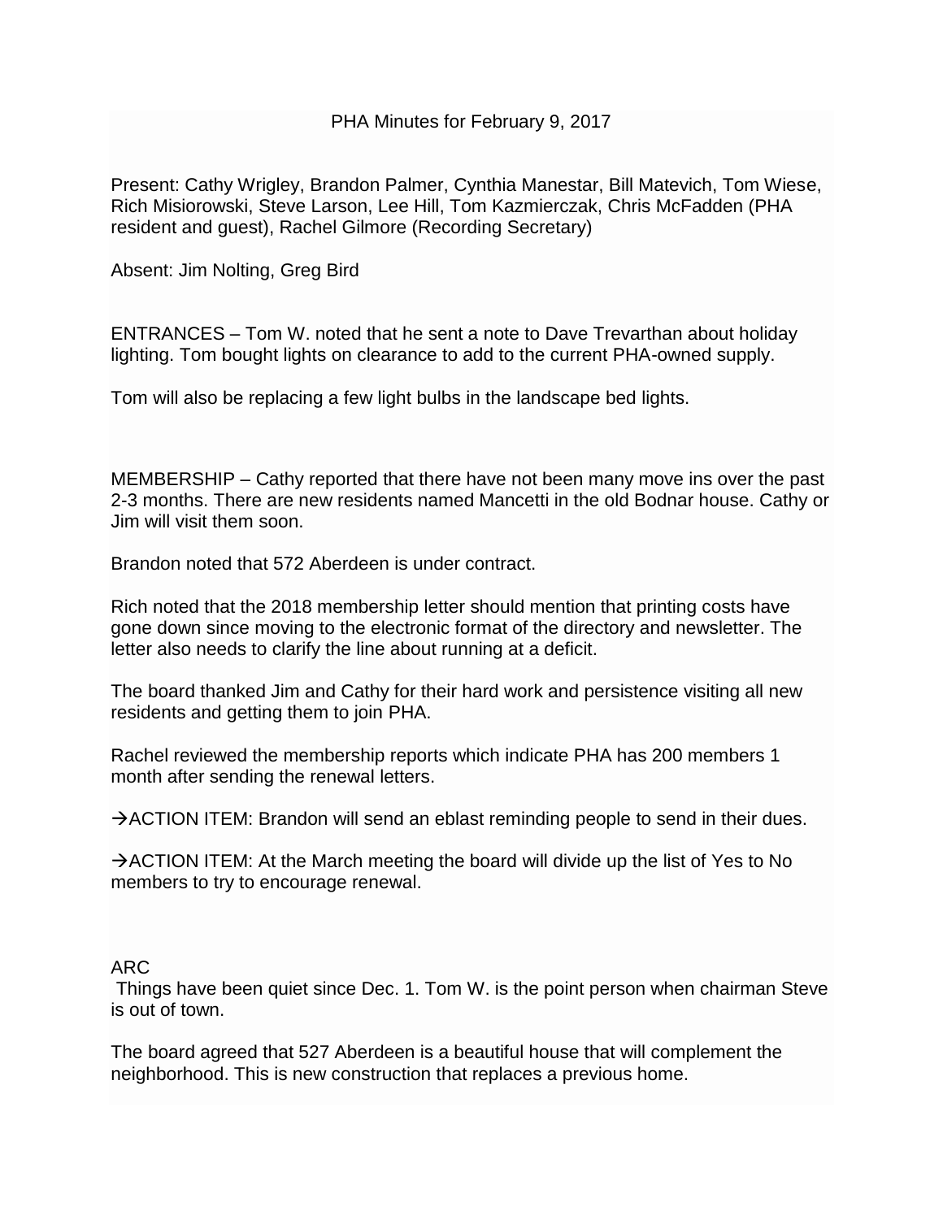# PHA Minutes for February 9, 2017

Present: Cathy Wrigley, Brandon Palmer, Cynthia Manestar, Bill Matevich, Tom Wiese, Rich Misiorowski, Steve Larson, Lee Hill, Tom Kazmierczak, Chris McFadden (PHA resident and guest), Rachel Gilmore (Recording Secretary)

Absent: Jim Nolting, Greg Bird

ENTRANCES – Tom W. noted that he sent a note to Dave Trevarthan about holiday lighting. Tom bought lights on clearance to add to the current PHA-owned supply.

Tom will also be replacing a few light bulbs in the landscape bed lights.

MEMBERSHIP – Cathy reported that there have not been many move ins over the past 2-3 months. There are new residents named Mancetti in the old Bodnar house. Cathy or Jim will visit them soon.

Brandon noted that 572 Aberdeen is under contract.

Rich noted that the 2018 membership letter should mention that printing costs have gone down since moving to the electronic format of the directory and newsletter. The letter also needs to clarify the line about running at a deficit.

The board thanked Jim and Cathy for their hard work and persistence visiting all new residents and getting them to join PHA.

Rachel reviewed the membership reports which indicate PHA has 200 members 1 month after sending the renewal letters.

→ACTION ITEM: Brandon will send an eblast reminding people to send in their dues.

→ACTION ITEM: At the March meeting the board will divide up the list of Yes to No members to try to encourage renewal.

ARC

Things have been quiet since Dec. 1. Tom W. is the point person when chairman Steve is out of town.

The board agreed that 527 Aberdeen is a beautiful house that will complement the neighborhood. This is new construction that replaces a previous home.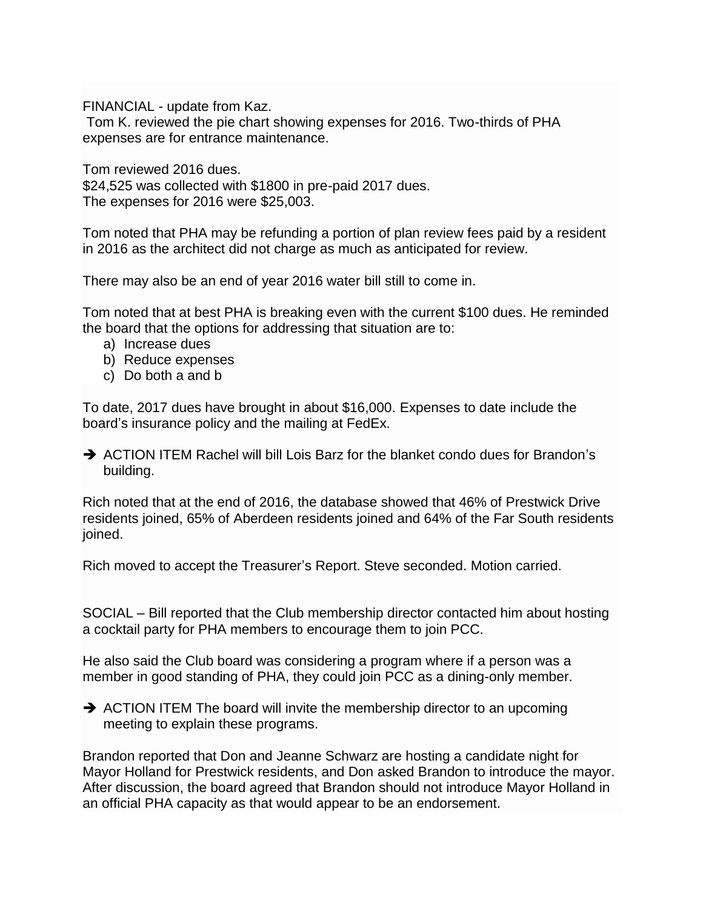FINANCIAL - update from Kaz.

Tom K. reviewed the pie chart showing expenses for 2016. Two-thirds of PHA expenses are for entrance maintenance.

Tom reviewed 2016 dues.
$24,525 was collected with $1800 in pre-paid 2017 dues.
The expenses for 2016 were $25,003.

Tom noted that PHA may be refunding a portion of plan review fees paid by a resident in 2016 as the architect did not charge as much as anticipated for review.

There may also be an end of year 2016 water bill still to come in.

Tom noted that at best PHA is breaking even with the current $100 dues. He reminded the board that the options for addressing that situation are to:

a) Increase dues
b) Reduce expenses
c) Do both a and b

To date, 2017 dues have brought in about $16,000. Expenses to date include the board's insurance policy and the mailing at FedEx.

- ➔ ACTION ITEM Rachel will bill Lois Barz for the blanket condo dues for Brandon's building.

Rich noted that at the end of 2016, the database showed that 46% of Prestwick Drive residents joined, 65% of Aberdeen residents joined and 64% of the Far South residents joined.

Rich moved to accept the Treasurer's Report. Steve seconded. Motion carried.

SOCIAL – Bill reported that the Club membership director contacted him about hosting a cocktail party for PHA members to encourage them to join PCC.

He also said the Club board was considering a program where if a person was a member in good standing of PHA, they could join PCC as a dining-only member.

- ➔ ACTION ITEM The board will invite the membership director to an upcoming meeting to explain these programs.

Brandon reported that Don and Jeanne Schwarz are hosting a candidate night for Mayor Holland for Prestwick residents, and Don asked Brandon to introduce the mayor. After discussion, the board agreed that Brandon should not introduce Mayor Holland in an official PHA capacity as that would appear to be an endorsement.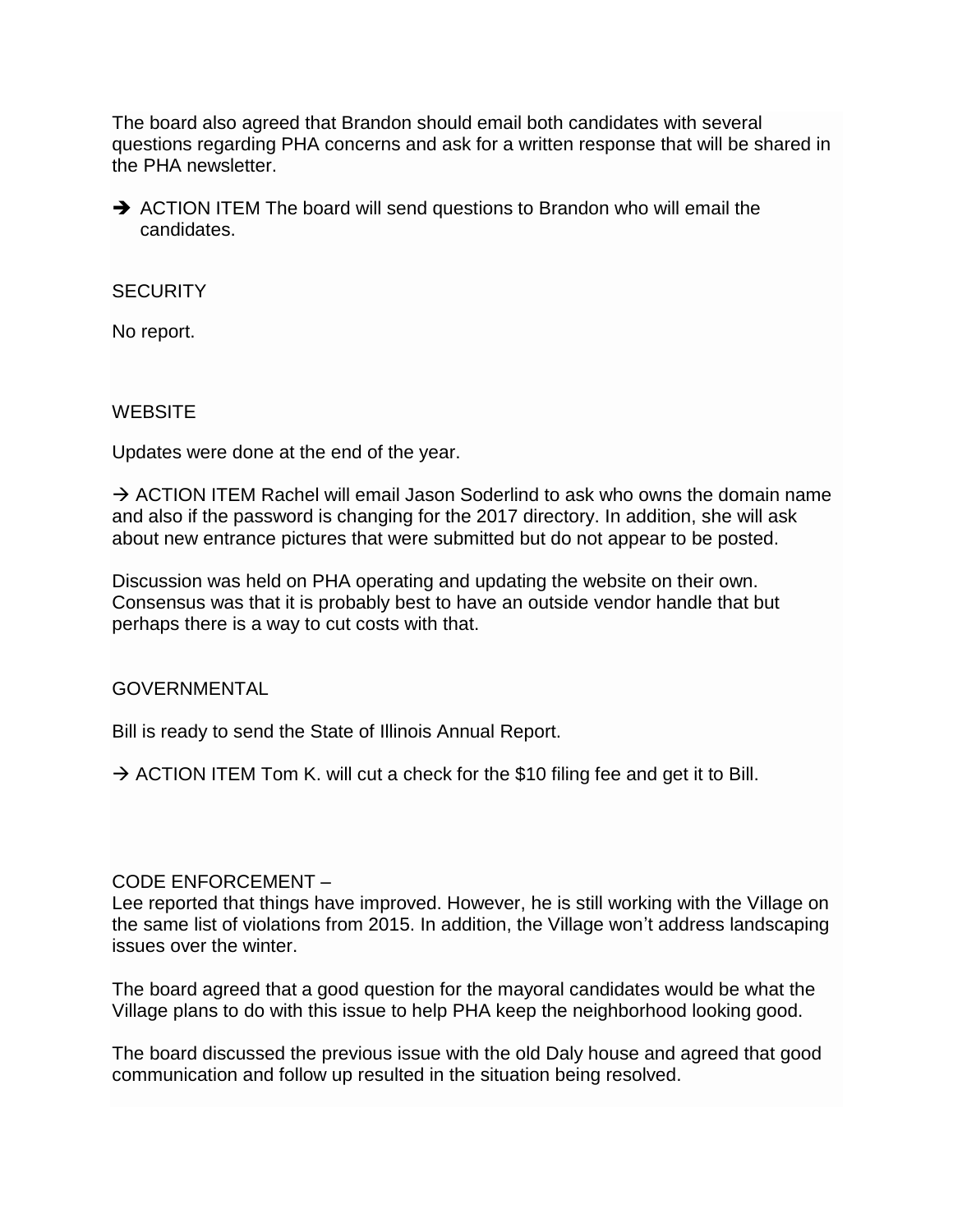The board also agreed that Brandon should email both candidates with several questions regarding PHA concerns and ask for a written response that will be shared in the PHA newsletter.

➔ ACTION ITEM The board will send questions to Brandon who will email the candidates.

SECURITY

No report.

WEBSITE

Updates were done at the end of the year.

→ ACTION ITEM Rachel will email Jason Soderlind to ask who owns the domain name and also if the password is changing for the 2017 directory. In addition, she will ask about new entrance pictures that were submitted but do not appear to be posted.

Discussion was held on PHA operating and updating the website on their own. Consensus was that it is probably best to have an outside vendor handle that but perhaps there is a way to cut costs with that.

GOVERNMENTAL

Bill is ready to send the State of Illinois Annual Report.

→ ACTION ITEM Tom K. will cut a check for the $10 filing fee and get it to Bill.

CODE ENFORCEMENT –
Lee reported that things have improved. However, he is still working with the Village on the same list of violations from 2015. In addition, the Village won't address landscaping issues over the winter.

The board agreed that a good question for the mayoral candidates would be what the Village plans to do with this issue to help PHA keep the neighborhood looking good.

The board discussed the previous issue with the old Daly house and agreed that good communication and follow up resulted in the situation being resolved.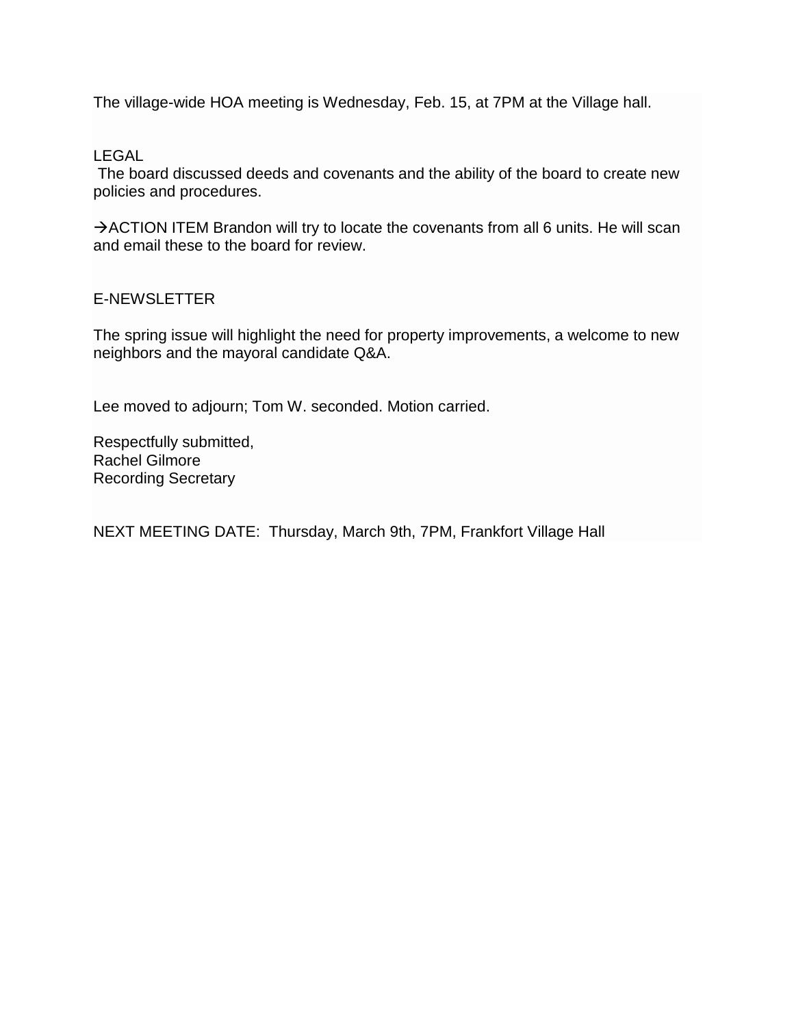The village-wide HOA meeting is Wednesday, Feb. 15, at 7PM at the Village hall.

LEGAL

The board discussed deeds and covenants and the ability of the board to create new policies and procedures.

→ACTION ITEM Brandon will try to locate the covenants from all 6 units. He will scan and email these to the board for review.

E-NEWSLETTER

The spring issue will highlight the need for property improvements, a welcome to new neighbors and the mayoral candidate Q&A.

Lee moved to adjourn; Tom W. seconded. Motion carried.

Respectfully submitted,
Rachel Gilmore
Recording Secretary

NEXT MEETING DATE: Thursday, March 9th, 7PM, Frankfort Village Hall